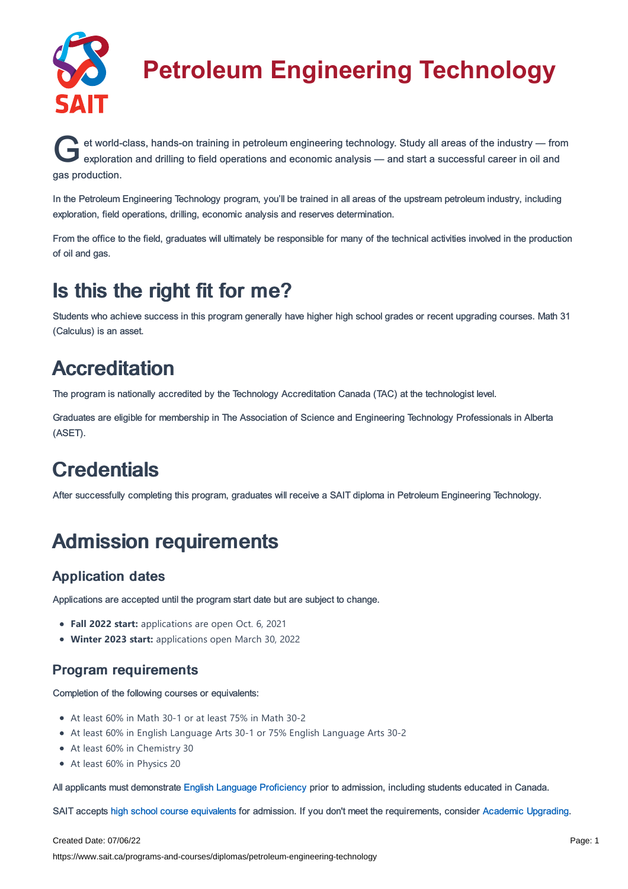# Petroleum Engineering Technology

Get world-class, hands-on training in petroleum engineering technology. Study all areas of the industry — from exploration and drilling to field operations and economic analysis — and start a successful career in oil and gas production.

In the Petroleum Engineering Technology program, you'll be trained in all areas of the upstream petroleum industry, including exploration, field operations, drilling, economic analysis and reserves determination.

From the office to the field, graduates will ultimately be responsible for many of the technical activities involved in the production of oil and gas.

## Is this the right fit for me?

Students who achieve success in this program generally have higher high school grades or recent upgrading courses. Math 31 (Calculus) is an asset.

## Accreditation

The program is nationally accredited by the Technology Accreditation Canada (TAC) at the technologist level.

Graduates are eligible for membership in The Association of Science and Engineering Technology Professionals in Alberta (ASET).

## Credentials

After successfully completing this program, graduates will receive a SAIT diploma in Petroleum Engineering Technology.

## Admission requirements

### Application dates

Applications are accepted until the program start date but are subject to change.

- **Fall 2022 start:** applications are open Oct. 6, 2021
- **Winter 2023 start:** applications open March 30, 2022

### Program requirements

Completion of the following courses or equivalents:

- At least 60% in Math 30-1 or at least 75% in Math 30-2
- At least 60% in English Language Arts 30-1 or 75% English Language Arts 30-2
- At least 60% in Chemistry 30
- At least 60% in Physics 20

All applicants must demonstrate English Language Proficiency prior to admission, including students educated in Canada.

SAIT accepts high school course equivalents for admission. If you don't meet the requirements, consider Academic Upgrading.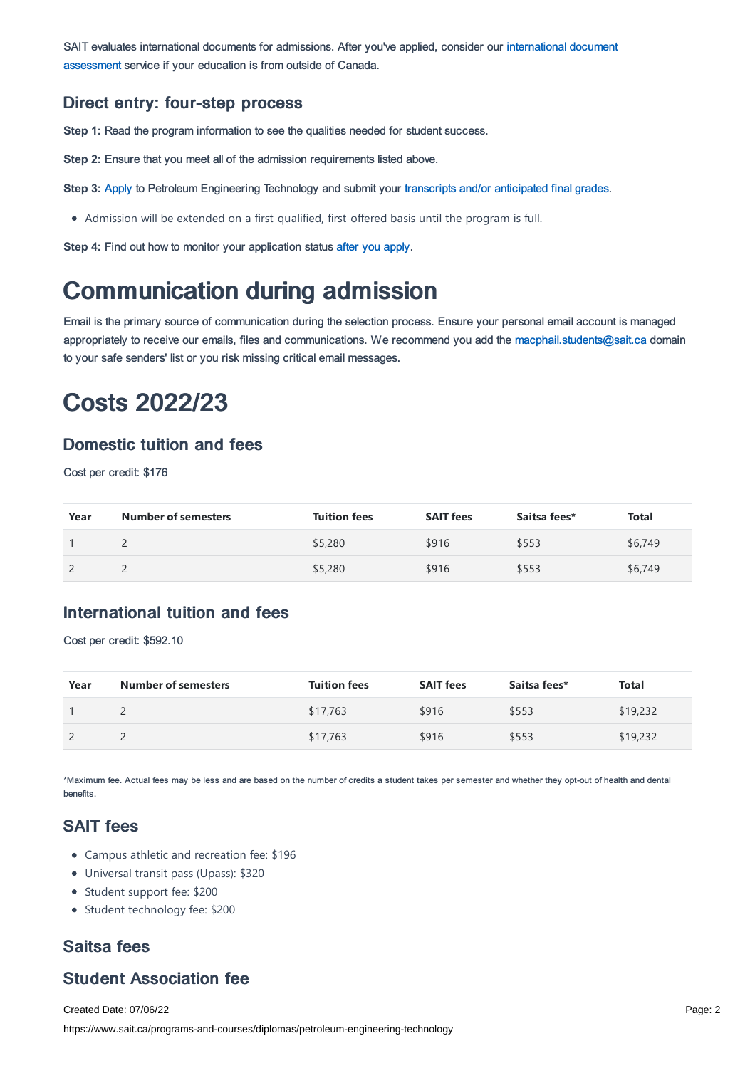SAIT evaluates international documents for admissions. After you've applied, consider our international document assessment service if your education is from outside of Canada.

### Direct entry: four-step process

**Step 1:** Read the program information to see the qualities needed for student success.

**Step 2:** Ensure that you meet all of the admission requirements listed above.

**Step 3:** Apply to Petroleum Engineering Technology and submit your transcripts and/or anticipated final grades.

- Admission will be extended on a first-qualified, first-offered basis until the program is full.

**Step 4:** Find out how to monitor your application status after you apply.

# Communication during admission

Email is the primary source of communication during the selection process. Ensure your personal email account is managed appropriately to receive our emails, files and communications. We recommend you add the macphail.students@sait.ca domain to your safe senders' list or you risk missing critical email messages.

# Costs 2022/23

### Domestic tuition and fees

Cost per credit: $176

| Year | Number of semesters | Tuition fees | SAIT fees | Saitsa fees* | Total |
|---|---|---|---|---|---|
| 1 | 2 | $5,280 | $916 | $553 | $6,749 |
| 2 | 2 | $5,280 | $916 | $553 | $6,749 |

### International tuition and fees

Cost per credit: $592.10

| Year | Number of semesters | Tuition fees | SAIT fees | Saitsa fees* | Total |
|---|---|---|---|---|---|
| 1 | 2 | $17,763 | $916 | $553 | $19,232 |
| 2 | 2 | $17,763 | $916 | $553 | $19,232 |

*Maximum fee. Actual fees may be less and are based on the number of credits a student takes per semester and whether they opt-out of health and dental benefits.

### SAIT fees

- Campus athletic and recreation fee: $196
- Universal transit pass (Upass): $320
- Student support fee: $200
- Student technology fee: $200

### Saitsa fees

### Student Association fee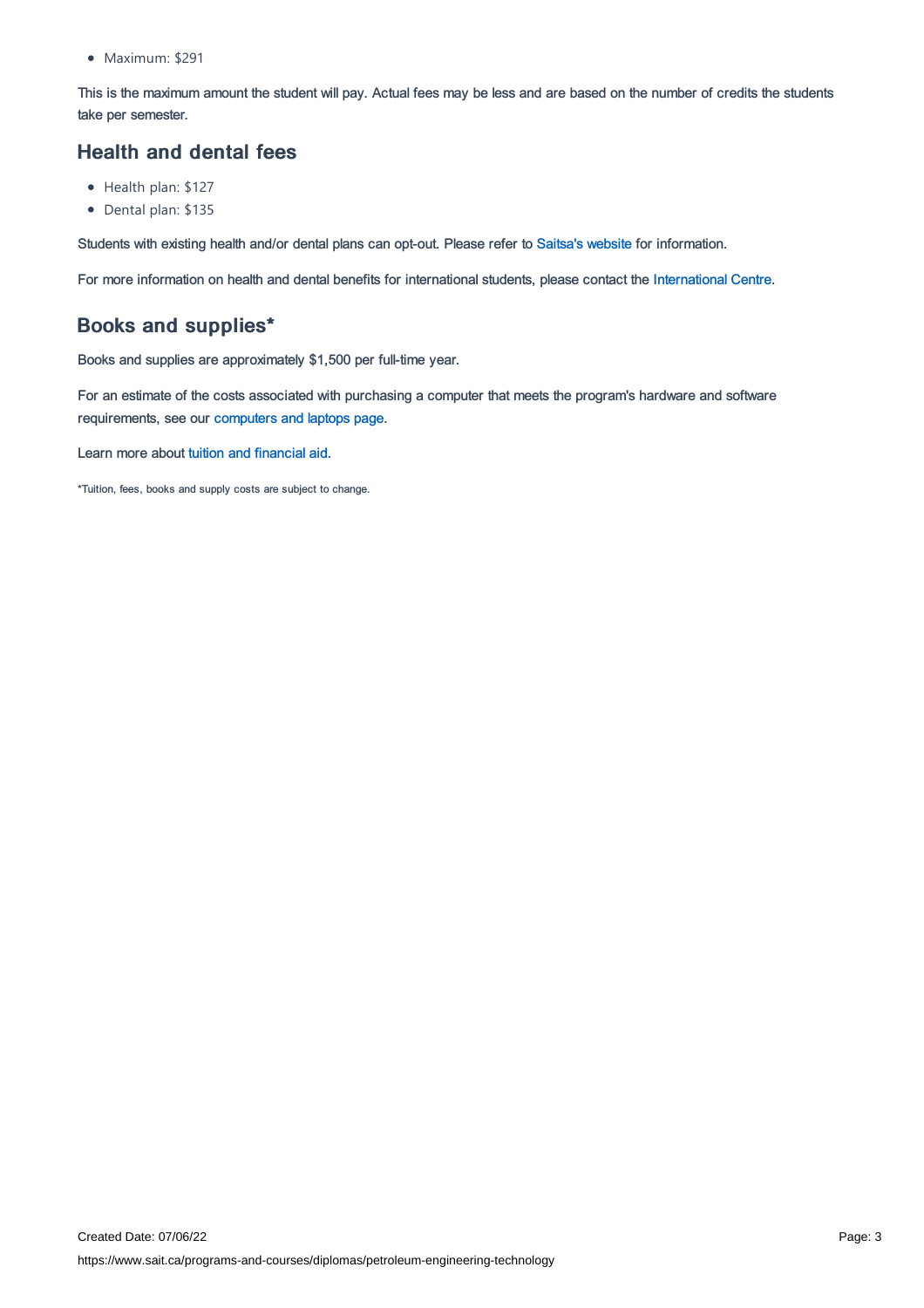- Maximum: $291

This is the maximum amount the student will pay. Actual fees may be less and are based on the number of credits the students take per semester.

## Health and dental fees

- Health plan: $127
- Dental plan: $135

Students with existing health and/or dental plans can opt-out. Please refer to Saitsa's website for information.

For more information on health and dental benefits for international students, please contact the International Centre.

## Books and supplies*

Books and supplies are approximately $1,500 per full-time year.

For an estimate of the costs associated with purchasing a computer that meets the program's hardware and software requirements, see our computers and laptops page.

Learn more about tuition and financial aid.

*Tuition, fees, books and supply costs are subject to change.